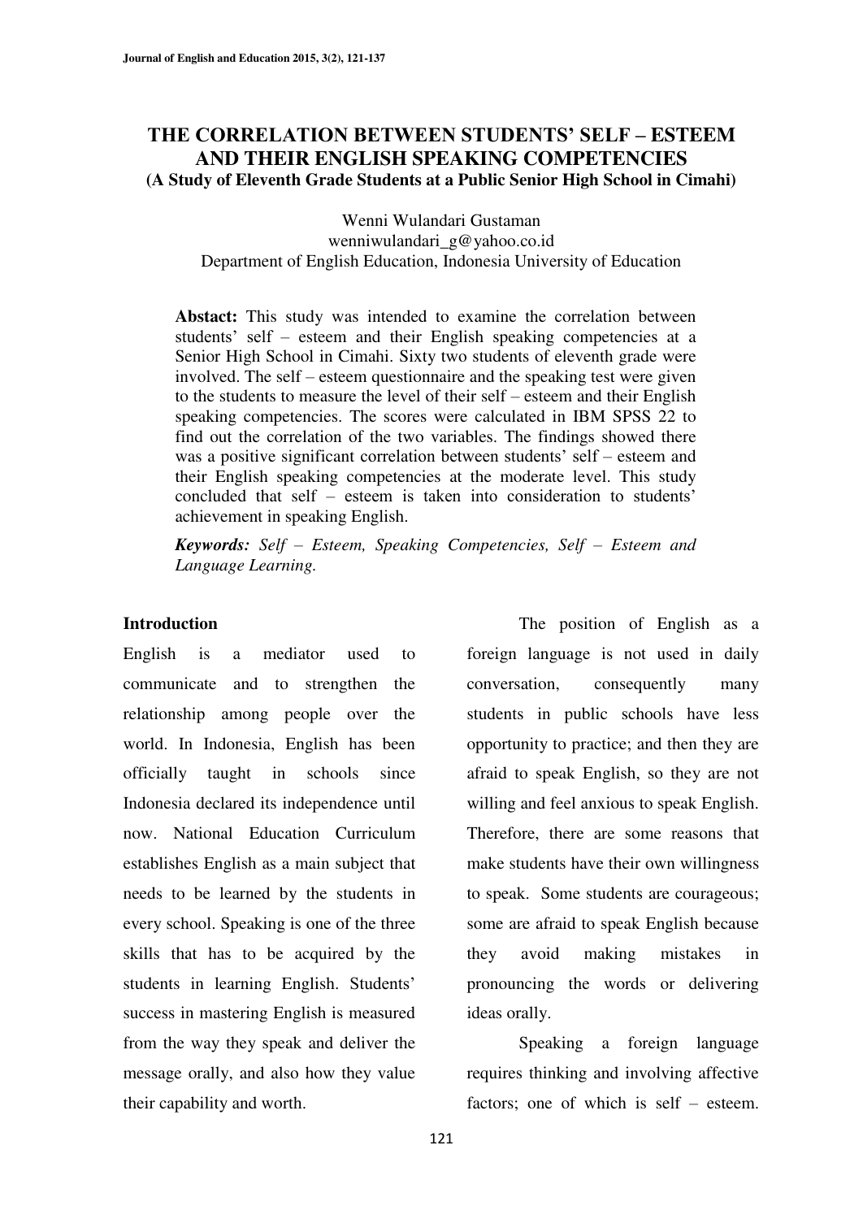# THE CORRELATION BETWEEN STUDENTS' SELF – ESTEEM AND THEIR ENGLISH SPEAKING COMPETENCIES

**(A Study of Eleventh Grade Students at a Public Senior High School in Cimahi)**

Wenni Wulandari Gustaman
wenniwulandari_g@yahoo.co.id
Department of English Education, Indonesia University of Education

**Abstact:** This study was intended to examine the correlation between students' self – esteem and their English speaking competencies at a Senior High School in Cimahi. Sixty two students of eleventh grade were involved. The self – esteem questionnaire and the speaking test were given to the students to measure the level of their self – esteem and their English speaking competencies. The scores were calculated in IBM SPSS 22 to find out the correlation of the two variables. The findings showed there was a positive significant correlation between students' self – esteem and their English speaking competencies at the moderate level. This study concluded that self – esteem is taken into consideration to students' achievement in speaking English.

***Keywords:*** *Self – Esteem, Speaking Competencies, Self – Esteem and Language Learning.*

## Introduction

English is a mediator used to communicate and to strengthen the relationship among people over the world. In Indonesia, English has been officially taught in schools since Indonesia declared its independence until now. National Education Curriculum establishes English as a main subject that needs to be learned by the students in every school. Speaking is one of the three skills that has to be acquired by the students in learning English. Students' success in mastering English is measured from the way they speak and deliver the message orally, and also how they value their capability and worth.

The position of English as a foreign language is not used in daily conversation, consequently many students in public schools have less opportunity to practice; and then they are afraid to speak English, so they are not willing and feel anxious to speak English. Therefore, there are some reasons that make students have their own willingness to speak. Some students are courageous; some are afraid to speak English because they avoid making mistakes in pronouncing the words or delivering ideas orally.

Speaking a foreign language requires thinking and involving affective factors; one of which is self – esteem.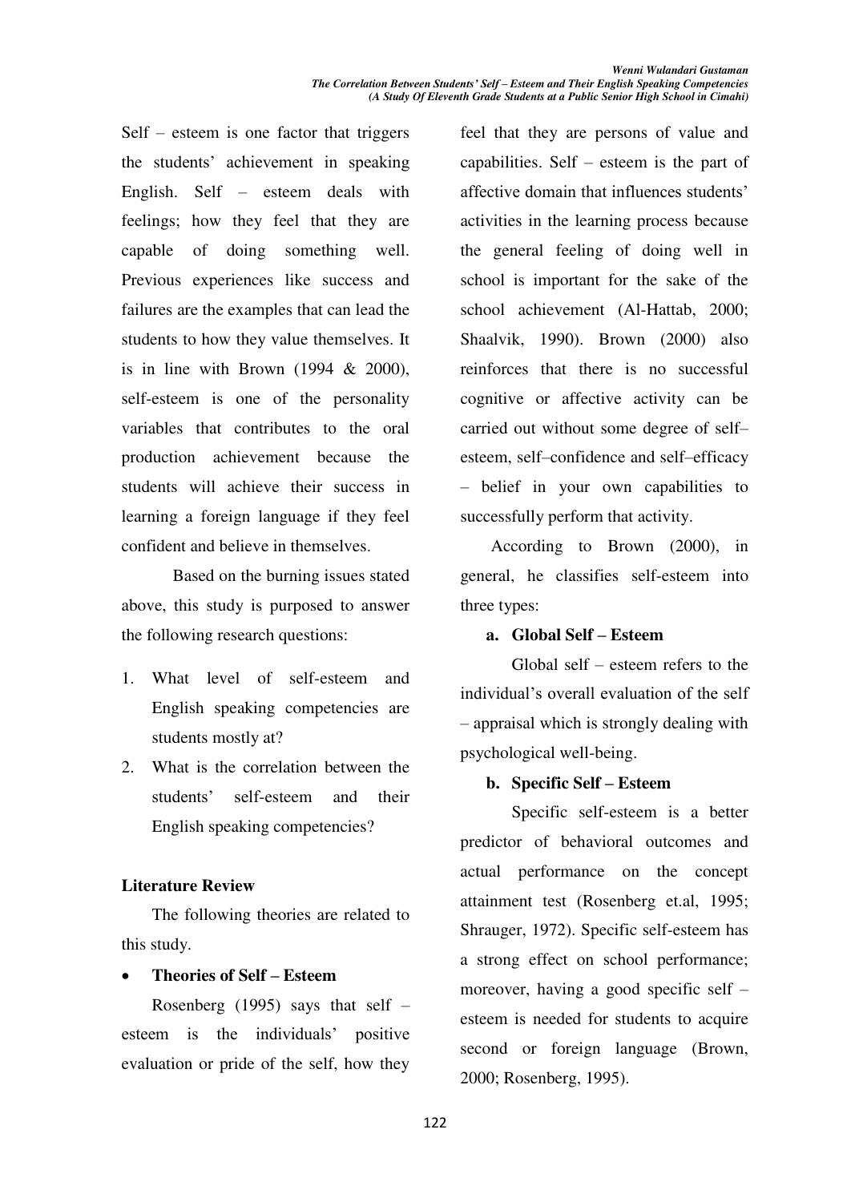Self – esteem is one factor that triggers the students' achievement in speaking English. Self – esteem deals with feelings; how they feel that they are capable of doing something well. Previous experiences like success and failures are the examples that can lead the students to how they value themselves. It is in line with Brown (1994 & 2000), self-esteem is one of the personality variables that contributes to the oral production achievement because the students will achieve their success in learning a foreign language if they feel confident and believe in themselves.

Based on the burning issues stated above, this study is purposed to answer the following research questions:

1. What level of self-esteem and English speaking competencies are students mostly at?
2. What is the correlation between the students' self-esteem and their English speaking competencies?

**Literature Review**

The following theories are related to this study.

- **Theories of Self – Esteem**

Rosenberg (1995) says that self – esteem is the individuals' positive evaluation or pride of the self, how they feel that they are persons of value and capabilities. Self – esteem is the part of affective domain that influences students' activities in the learning process because the general feeling of doing well in school is important for the sake of the school achievement (Al-Hattab, 2000; Shaalvik, 1990). Brown (2000) also reinforces that there is no successful cognitive or affective activity can be carried out without some degree of self–esteem, self–confidence and self–efficacy – belief in your own capabilities to successfully perform that activity.

According to Brown (2000), in general, he classifies self-esteem into three types:

**a. Global Self – Esteem**

Global self – esteem refers to the individual's overall evaluation of the self – appraisal which is strongly dealing with psychological well-being.

**b. Specific Self – Esteem**

Specific self-esteem is a better predictor of behavioral outcomes and actual performance on the concept attainment test (Rosenberg et.al, 1995; Shrauger, 1972). Specific self-esteem has a strong effect on school performance; moreover, having a good specific self – esteem is needed for students to acquire second or foreign language (Brown, 2000; Rosenberg, 1995).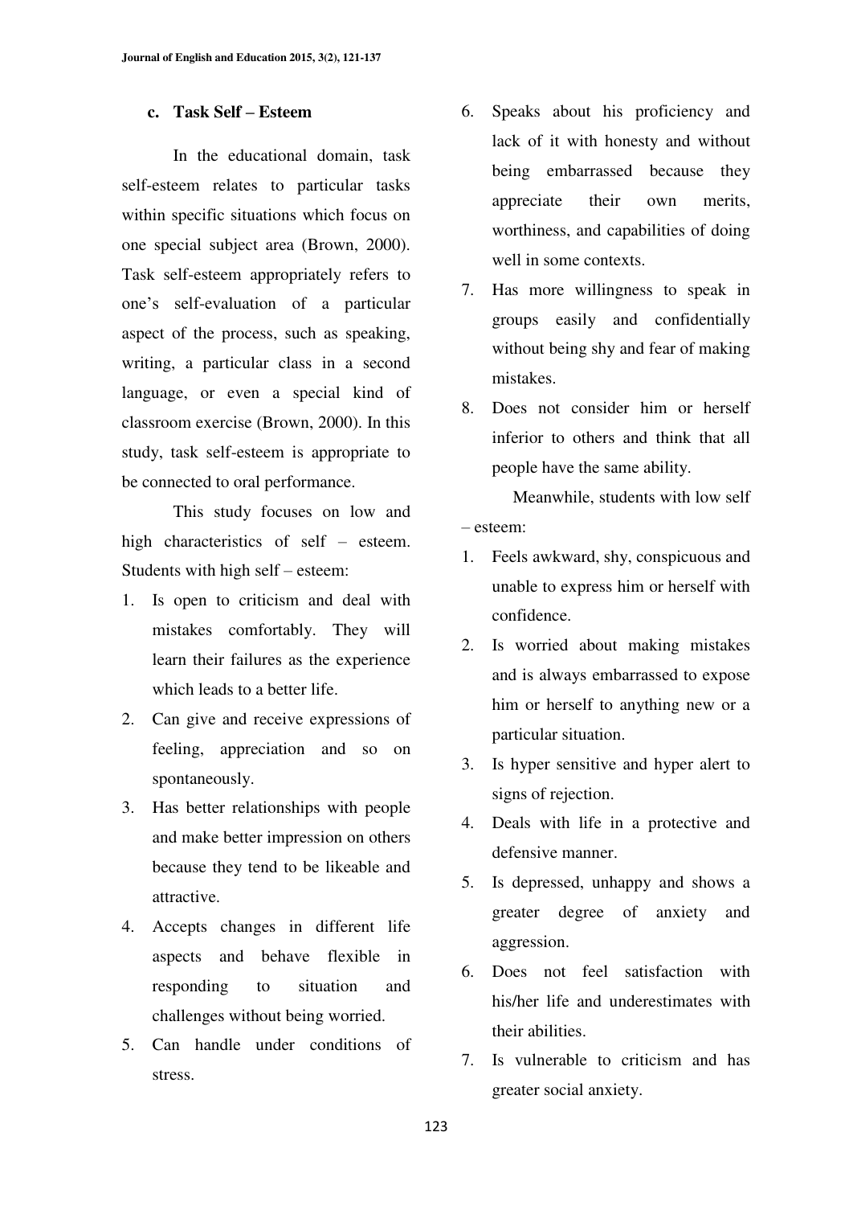### c. Task Self – Esteem

In the educational domain, task self-esteem relates to particular tasks within specific situations which focus on one special subject area (Brown, 2000). Task self-esteem appropriately refers to one's self-evaluation of a particular aspect of the process, such as speaking, writing, a particular class in a second language, or even a special kind of classroom exercise (Brown, 2000). In this study, task self-esteem is appropriate to be connected to oral performance.

This study focuses on low and high characteristics of self – esteem. Students with high self – esteem:

1. Is open to criticism and deal with mistakes comfortably. They will learn their failures as the experience which leads to a better life.
2. Can give and receive expressions of feeling, appreciation and so on spontaneously.
3. Has better relationships with people and make better impression on others because they tend to be likeable and attractive.
4. Accepts changes in different life aspects and behave flexible in responding to situation and challenges without being worried.
5. Can handle under conditions of stress.
6. Speaks about his proficiency and lack of it with honesty and without being embarrassed because they appreciate their own merits, worthiness, and capabilities of doing well in some contexts.
7. Has more willingness to speak in groups easily and confidentially without being shy and fear of making mistakes.
8. Does not consider him or herself inferior to others and think that all people have the same ability.

Meanwhile, students with low self – esteem:

1. Feels awkward, shy, conspicuous and unable to express him or herself with confidence.
2. Is worried about making mistakes and is always embarrassed to expose him or herself to anything new or a particular situation.
3. Is hyper sensitive and hyper alert to signs of rejection.
4. Deals with life in a protective and defensive manner.
5. Is depressed, unhappy and shows a greater degree of anxiety and aggression.
6. Does not feel satisfaction with his/her life and underestimates with their abilities.
7. Is vulnerable to criticism and has greater social anxiety.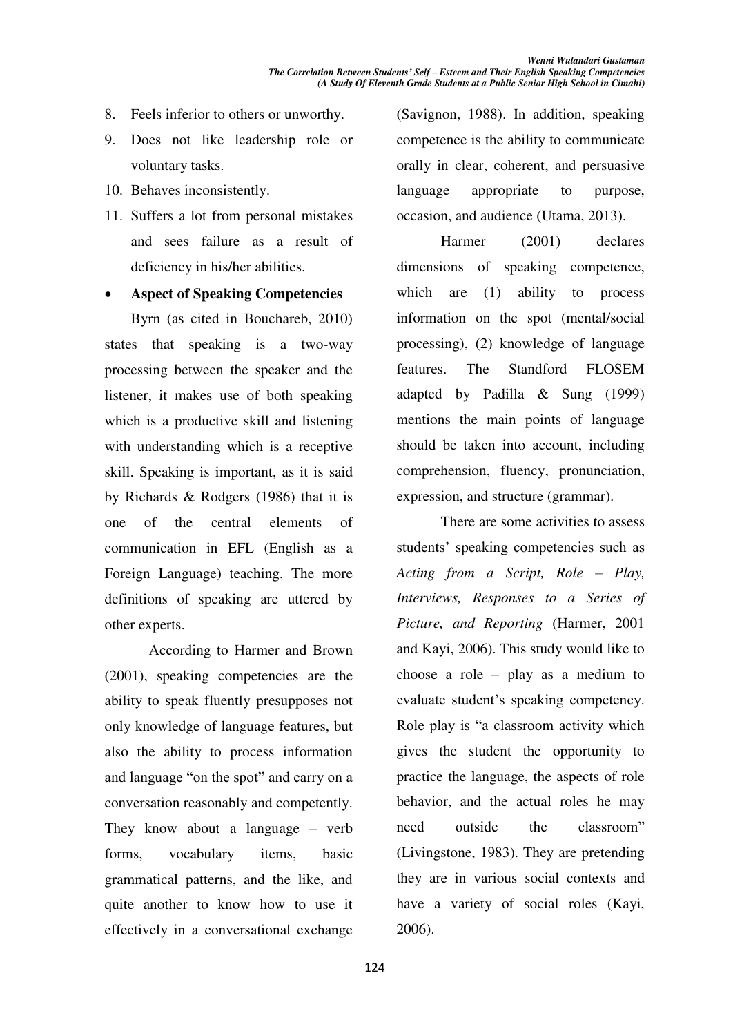8. Feels inferior to others or unworthy.
9. Does not like leadership role or voluntary tasks.
10. Behaves inconsistently.
11. Suffers a lot from personal mistakes and sees failure as a result of deficiency in his/her abilities.

- **Aspect of Speaking Competencies**

Byrn (as cited in Bouchareb, 2010) states that speaking is a two-way processing between the speaker and the listener, it makes use of both speaking which is a productive skill and listening with understanding which is a receptive skill. Speaking is important, as it is said by Richards & Rodgers (1986) that it is one of the central elements of communication in EFL (English as a Foreign Language) teaching. The more definitions of speaking are uttered by other experts.

According to Harmer and Brown (2001), speaking competencies are the ability to speak fluently presupposes not only knowledge of language features, but also the ability to process information and language "on the spot" and carry on a conversation reasonably and competently. They know about a language – verb forms, vocabulary items, basic grammatical patterns, and the like, and quite another to know how to use it effectively in a conversational exchange (Savignon, 1988). In addition, speaking competence is the ability to communicate orally in clear, coherent, and persuasive language appropriate to purpose, occasion, and audience (Utama, 2013).

Harmer (2001) declares dimensions of speaking competence, which are (1) ability to process information on the spot (mental/social processing), (2) knowledge of language features. The Standford FLOSEM adapted by Padilla & Sung (1999) mentions the main points of language should be taken into account, including comprehension, fluency, pronunciation, expression, and structure (grammar).

There are some activities to assess students' speaking competencies such as *Acting from a Script, Role – Play, Interviews, Responses to a Series of Picture, and Reporting* (Harmer, 2001 and Kayi, 2006). This study would like to choose a role – play as a medium to evaluate student's speaking competency. Role play is "a classroom activity which gives the student the opportunity to practice the language, the aspects of role behavior, and the actual roles he may need outside the classroom" (Livingstone, 1983). They are pretending they are in various social contexts and have a variety of social roles (Kayi, 2006).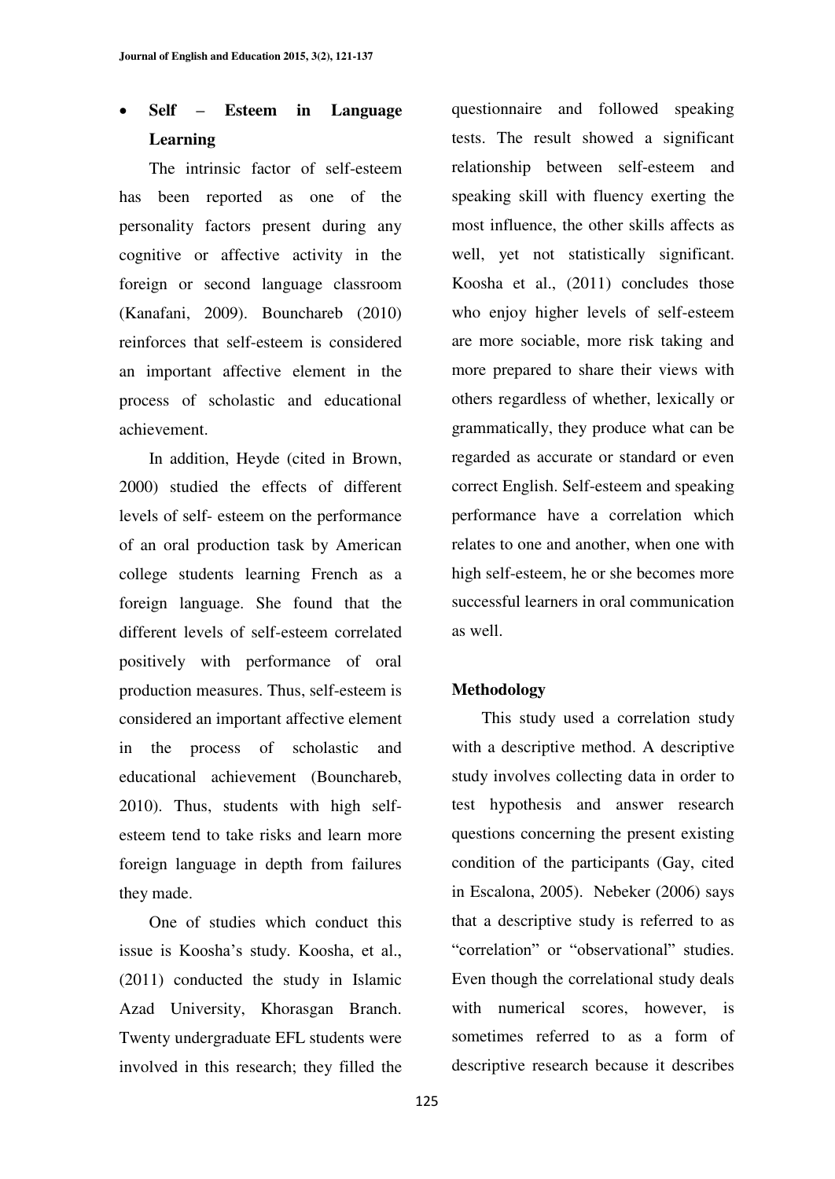- **Self – Esteem in Language Learning**

The intrinsic factor of self-esteem has been reported as one of the personality factors present during any cognitive or affective activity in the foreign or second language classroom (Kanafani, 2009). Bounchareb (2010) reinforces that self-esteem is considered an important affective element in the process of scholastic and educational achievement.

In addition, Heyde (cited in Brown, 2000) studied the effects of different levels of self- esteem on the performance of an oral production task by American college students learning French as a foreign language. She found that the different levels of self-esteem correlated positively with performance of oral production measures. Thus, self-esteem is considered an important affective element in the process of scholastic and educational achievement (Bounchareb, 2010). Thus, students with high self-esteem tend to take risks and learn more foreign language in depth from failures they made.

One of studies which conduct this issue is Koosha's study. Koosha, et al., (2011) conducted the study in Islamic Azad University, Khorasgan Branch. Twenty undergraduate EFL students were involved in this research; they filled the questionnaire and followed speaking tests. The result showed a significant relationship between self-esteem and speaking skill with fluency exerting the most influence, the other skills affects as well, yet not statistically significant. Koosha et al., (2011) concludes those who enjoy higher levels of self-esteem are more sociable, more risk taking and more prepared to share their views with others regardless of whether, lexically or grammatically, they produce what can be regarded as accurate or standard or even correct English. Self-esteem and speaking performance have a correlation which relates to one and another, when one with high self-esteem, he or she becomes more successful learners in oral communication as well.

## Methodology

This study used a correlation study with a descriptive method. A descriptive study involves collecting data in order to test hypothesis and answer research questions concerning the present existing condition of the participants (Gay, cited in Escalona, 2005). Nebeker (2006) says that a descriptive study is referred to as "correlation" or "observational" studies. Even though the correlational study deals with numerical scores, however, is sometimes referred to as a form of descriptive research because it describes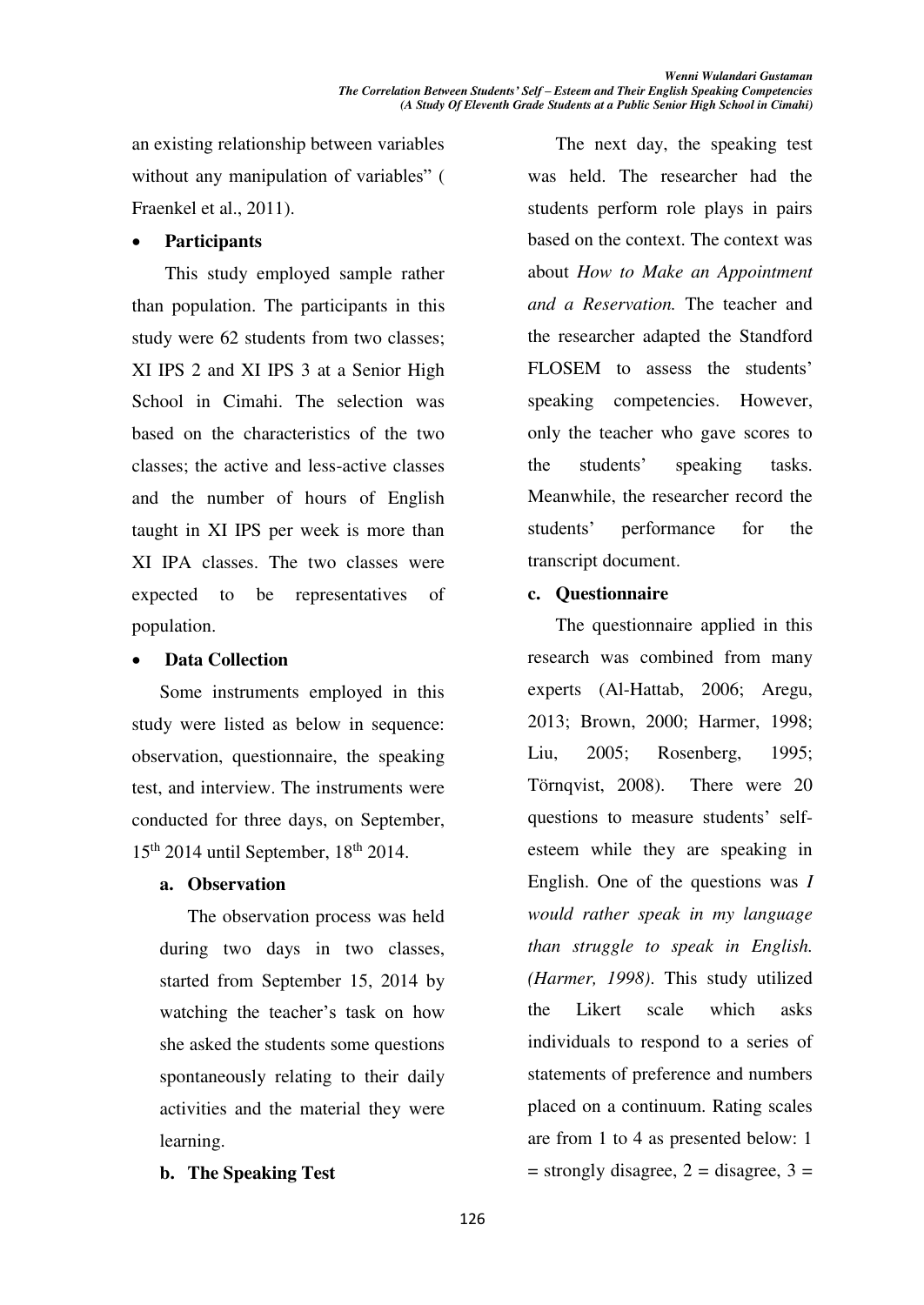an existing relationship between variables without any manipulation of variables" ( Fraenkel et al., 2011).

- **Participants**

This study employed sample rather than population. The participants in this study were 62 students from two classes; XI IPS 2 and XI IPS 3 at a Senior High School in Cimahi. The selection was based on the characteristics of the two classes; the active and less-active classes and the number of hours of English taught in XI IPS per week is more than XI IPA classes. The two classes were expected to be representatives of population.

- **Data Collection**

Some instruments employed in this study were listed as below in sequence: observation, questionnaire, the speaking test, and interview. The instruments were conducted for three days, on September, 15th 2014 until September, 18th 2014.

**a. Observation**

The observation process was held during two days in two classes, started from September 15, 2014 by watching the teacher's task on how she asked the students some questions spontaneously relating to their daily activities and the material they were learning.

**b. The Speaking Test**

The next day, the speaking test was held. The researcher had the students perform role plays in pairs based on the context. The context was about *How to Make an Appointment and a Reservation.* The teacher and the researcher adapted the Standford FLOSEM to assess the students' speaking competencies. However, only the teacher who gave scores to the students' speaking tasks. Meanwhile, the researcher record the students' performance for the transcript document.

**c. Questionnaire**

The questionnaire applied in this research was combined from many experts (Al-Hattab, 2006; Aregu, 2013; Brown, 2000; Harmer, 1998; Liu, 2005; Rosenberg, 1995; Törnqvist, 2008). There were 20 questions to measure students' self-esteem while they are speaking in English. One of the questions was *I would rather speak in my language than struggle to speak in English. (Harmer, 1998).* This study utilized the Likert scale which asks individuals to respond to a series of statements of preference and numbers placed on a continuum. Rating scales are from 1 to 4 as presented below: 1 = strongly disagree, 2 = disagree, 3 =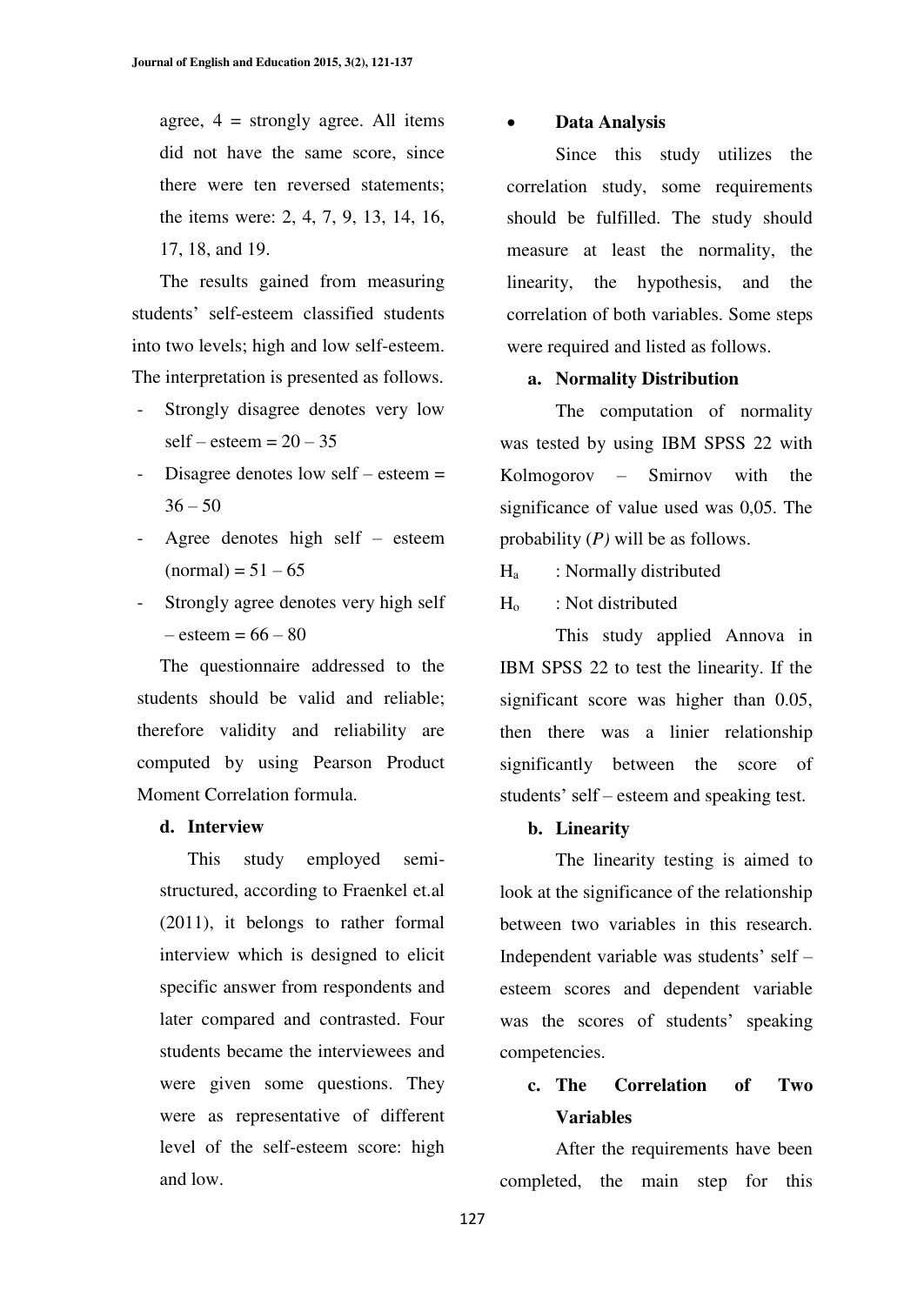agree, 4 = strongly agree. All items did not have the same score, since there were ten reversed statements; the items were: 2, 4, 7, 9, 13, 14, 16, 17, 18, and 19.

The results gained from measuring students' self-esteem classified students into two levels; high and low self-esteem. The interpretation is presented as follows.

- Strongly disagree denotes very low self – esteem = 20 – 35
- Disagree denotes low self – esteem = 36 – 50
- Agree denotes high self – esteem (normal) = 51 – 65
- Strongly agree denotes very high self – esteem = 66 – 80

The questionnaire addressed to the students should be valid and reliable; therefore validity and reliability are computed by using Pearson Product Moment Correlation formula.

**d. Interview**

This study employed semi-structured, according to Fraenkel et.al (2011), it belongs to rather formal interview which is designed to elicit specific answer from respondents and later compared and contrasted. Four students became the interviewees and were given some questions. They were as representative of different level of the self-esteem score: high and low.

- **Data Analysis**

Since this study utilizes the correlation study, some requirements should be fulfilled. The study should measure at least the normality, the linearity, the hypothesis, and the correlation of both variables. Some steps were required and listed as follows.

**a. Normality Distribution**

The computation of normality was tested by using IBM SPSS 22 with Kolmogorov – Smirnov with the significance of value used was 0,05. The probability (*P)* will be as follows.

$H_a$ : Normally distributed

$H_o$ : Not distributed

This study applied Annova in IBM SPSS 22 to test the linearity. If the significant score was higher than 0.05, then there was a linier relationship significantly between the score of students' self – esteem and speaking test.

**b. Linearity**

The linearity testing is aimed to look at the significance of the relationship between two variables in this research. Independent variable was students' self – esteem scores and dependent variable was the scores of students' speaking competencies.

**c. The Correlation of Two Variables**

After the requirements have been completed, the main step for this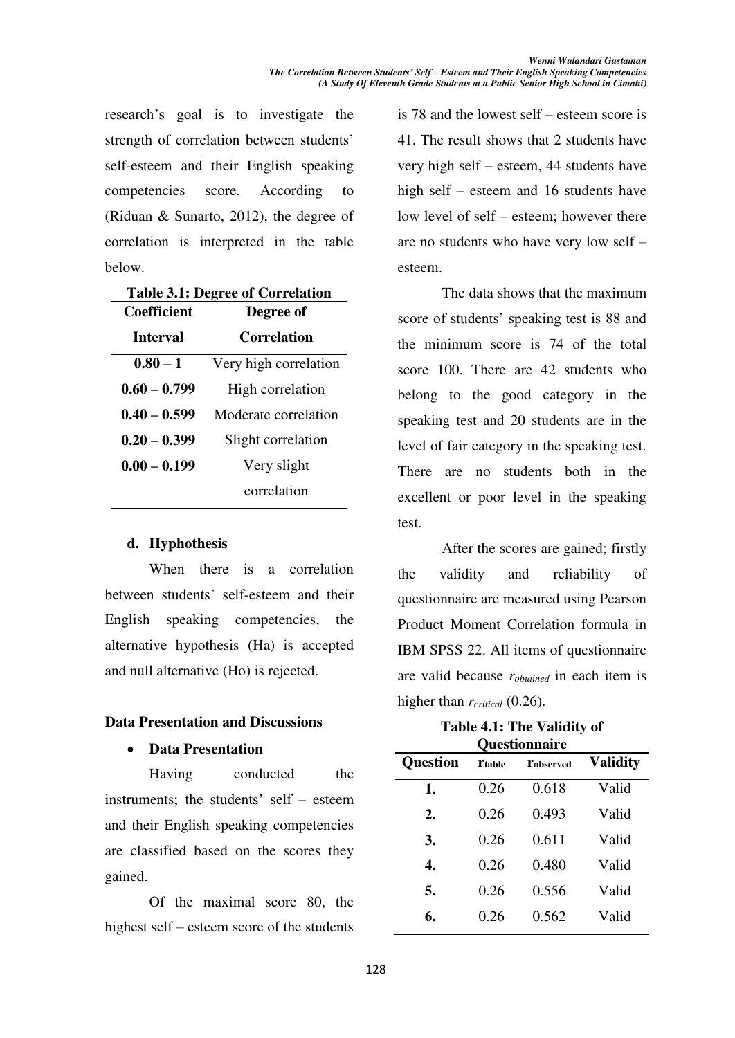research's goal is to investigate the strength of correlation between students' self-esteem and their English speaking competencies score. According to (Riduan & Sunarto, 2012), the degree of correlation is interpreted in the table below.

**Table 3.1: Degree of Correlation**

| Coefficient Interval | Degree of Correlation |
|---|---|
| **0.80 – 1** | Very high correlation |
| **0.60 – 0.799** | High correlation |
| **0.40 – 0.599** | Moderate correlation |
| **0.20 – 0.399** | Slight correlation |
| **0.00 – 0.199** | Very slight correlation |

### d. Hyphothesis

When there is a correlation between students' self-esteem and their English speaking competencies, the alternative hypothesis (Ha) is accepted and null alternative (Ho) is rejected.

## Data Presentation and Discussions

- **Data Presentation**

Having conducted the instruments; the students' self – esteem and their English speaking competencies are classified based on the scores they gained.

Of the maximal score 80, the highest self – esteem score of the students is 78 and the lowest self – esteem score is 41. The result shows that 2 students have very high self – esteem, 44 students have high self – esteem and 16 students have low level of self – esteem; however there are no students who have very low self – esteem.

The data shows that the maximum score of students' speaking test is 88 and the minimum score is 74 of the total score 100. There are 42 students who belong to the good category in the speaking test and 20 students are in the level of fair category in the speaking test. There are no students both in the excellent or poor level in the speaking test.

After the scores are gained; firstly the validity and reliability of questionnaire are measured using Pearson Product Moment Correlation formula in IBM SPSS 22. All items of questionnaire are valid because $r_{obtained}$ in each item is higher than $r_{critical}$ (0.26).

**Table 4.1: The Validity of Questionnaire**

| Question | $r_{table}$ | $r_{observed}$ | Validity |
|---|---|---|---|
| **1.** | 0.26 | 0.618 | Valid |
| **2.** | 0.26 | 0.493 | Valid |
| **3.** | 0.26 | 0.611 | Valid |
| **4.** | 0.26 | 0.480 | Valid |
| **5.** | 0.26 | 0.556 | Valid |
| **6.** | 0.26 | 0.562 | Valid |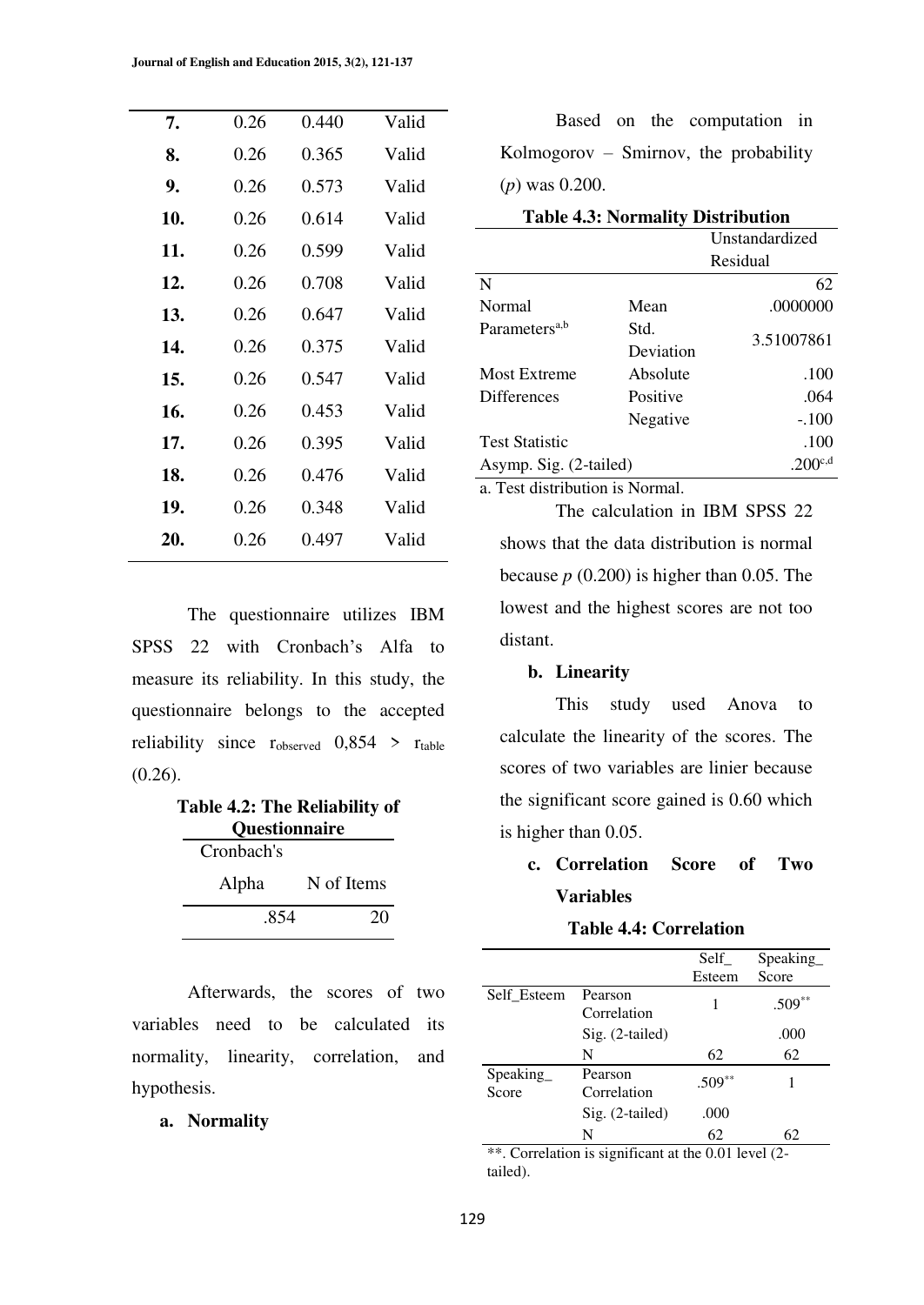| | | | |
|---|---|---|---|
| **7.** | 0.26 | 0.440 | Valid |
| **8.** | 0.26 | 0.365 | Valid |
| **9.** | 0.26 | 0.573 | Valid |
| **10.** | 0.26 | 0.614 | Valid |
| **11.** | 0.26 | 0.599 | Valid |
| **12.** | 0.26 | 0.708 | Valid |
| **13.** | 0.26 | 0.647 | Valid |
| **14.** | 0.26 | 0.375 | Valid |
| **15.** | 0.26 | 0.547 | Valid |
| **16.** | 0.26 | 0.453 | Valid |
| **17.** | 0.26 | 0.395 | Valid |
| **18.** | 0.26 | 0.476 | Valid |
| **19.** | 0.26 | 0.348 | Valid |
| **20.** | 0.26 | 0.497 | Valid |

The questionnaire utilizes IBM SPSS 22 with Cronbach's Alfa to measure its reliability. In this study, the questionnaire belongs to the accepted reliability since $r_{observed}$ 0,854 > $r_{table}$ (0.26).

**Table 4.2: The Reliability of Questionnaire**

| Cronbach's Alpha | N of Items |
|---|---|
| .854 | 20 |

Afterwards, the scores of two variables need to be calculated its normality, linearity, correlation, and hypothesis.

**a. Normality**

Based on the computation in Kolmogorov – Smirnov, the probability (*p*) was 0.200.

**Table 4.3: Normality Distribution**

| | | Unstandardized Residual |
|---|---|---|
| N | | 62 |
| Normal Parameters[a,b] | Mean | .0000000 |
| | Std. Deviation | 3.51007861 |
| Most Extreme Differences | Absolute | .100 |
| | Positive | .064 |
| | Negative | -.100 |
| Test Statistic | | .100 |
| Asymp. Sig. (2-tailed) | | .200[c,d] |

a. Test distribution is Normal.

The calculation in IBM SPSS 22 shows that the data distribution is normal because *p* (0.200) is higher than 0.05. The lowest and the highest scores are not too distant.

**b. Linearity**

This study used Anova to calculate the linearity of the scores. The scores of two variables are linier because the significant score gained is 0.60 which is higher than 0.05.

**c. Correlation Score of Two Variables**

**Table 4.4: Correlation**

| | | Self_Esteem | Speaking_Score |
|---|---|---|---|
| Self_Esteem | Pearson Correlation | 1 | .509** |
| | Sig. (2-tailed) | | .000 |
| | N | 62 | 62 |
| Speaking_Score | Pearson Correlation | .509** | 1 |
| | Sig. (2-tailed) | .000 | |
| | N | 62 | 62 |

**. Correlation is significant at the 0.01 level (2-tailed).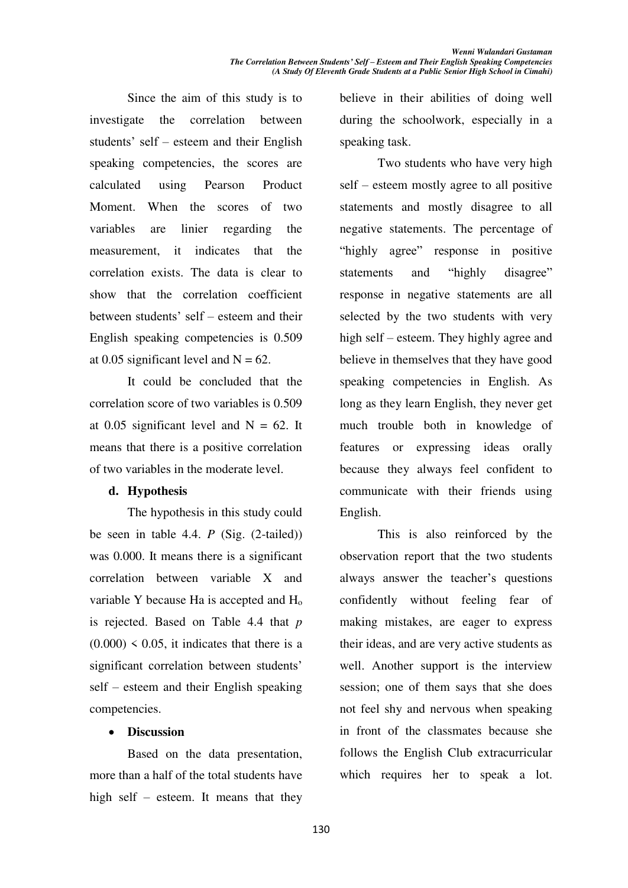Since the aim of this study is to investigate the correlation between students' self – esteem and their English speaking competencies, the scores are calculated using Pearson Product Moment. When the scores of two variables are linier regarding the measurement, it indicates that the correlation exists. The data is clear to show that the correlation coefficient between students' self – esteem and their English speaking competencies is 0.509 at 0.05 significant level and N = 62.

It could be concluded that the correlation score of two variables is 0.509 at 0.05 significant level and N = 62. It means that there is a positive correlation of two variables in the moderate level.

**d. Hypothesis**

The hypothesis in this study could be seen in table 4.4. *P* (Sig. (2-tailed)) was 0.000. It means there is a significant correlation between variable X and variable Y because Ha is accepted and $H_o$ is rejected. Based on Table 4.4 that *p* $(0.000) < 0.05$, it indicates that there is a significant correlation between students' self – esteem and their English speaking competencies.

- **Discussion**

Based on the data presentation, more than a half of the total students have high self – esteem. It means that they believe in their abilities of doing well during the schoolwork, especially in a speaking task.

Two students who have very high self – esteem mostly agree to all positive statements and mostly disagree to all negative statements. The percentage of "highly agree" response in positive statements and "highly disagree" response in negative statements are all selected by the two students with very high self – esteem. They highly agree and believe in themselves that they have good speaking competencies in English. As long as they learn English, they never get much trouble both in knowledge of features or expressing ideas orally because they always feel confident to communicate with their friends using English.

This is also reinforced by the observation report that the two students always answer the teacher's questions confidently without feeling fear of making mistakes, are eager to express their ideas, and are very active students as well. Another support is the interview session; one of them says that she does not feel shy and nervous when speaking in front of the classmates because she follows the English Club extracurricular which requires her to speak a lot.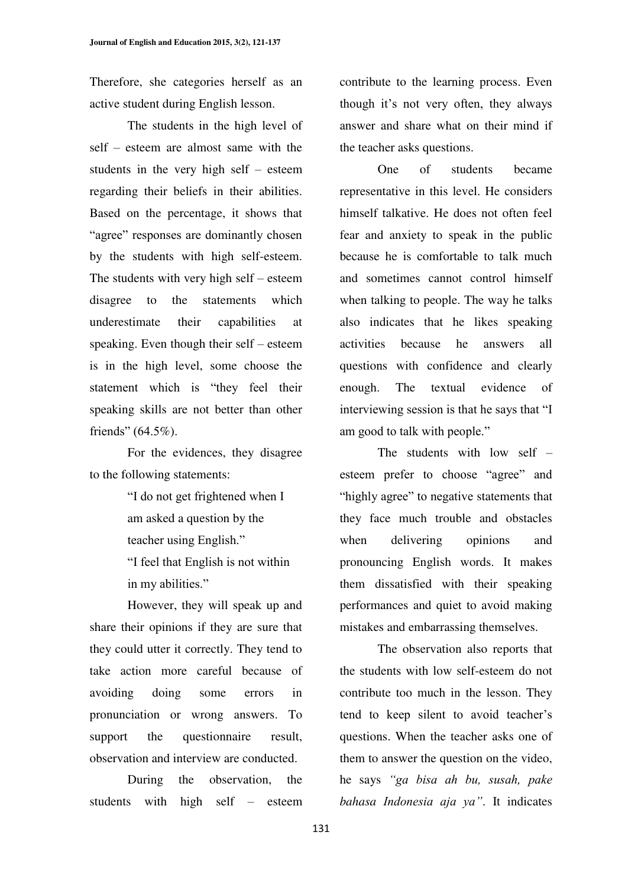Therefore, she categories herself as an active student during English lesson.

The students in the high level of self – esteem are almost same with the students in the very high self – esteem regarding their beliefs in their abilities. Based on the percentage, it shows that "agree" responses are dominantly chosen by the students with high self-esteem. The students with very high self – esteem disagree to the statements which underestimate their capabilities at speaking. Even though their self – esteem is in the high level, some choose the statement which is "they feel their speaking skills are not better than other friends" (64.5%).

For the evidences, they disagree to the following statements:

> "I do not get frightened when I am asked a question by the teacher using English."
>
> "I feel that English is not within in my abilities."

However, they will speak up and share their opinions if they are sure that they could utter it correctly. They tend to take action more careful because of avoiding doing some errors in pronunciation or wrong answers. To support the questionnaire result, observation and interview are conducted.

During the observation, the students with high self – esteem contribute to the learning process. Even though it's not very often, they always answer and share what on their mind if the teacher asks questions.

One of students became representative in this level. He considers himself talkative. He does not often feel fear and anxiety to speak in the public because he is comfortable to talk much and sometimes cannot control himself when talking to people. The way he talks also indicates that he likes speaking activities because he answers all questions with confidence and clearly enough. The textual evidence of interviewing session is that he says that "I am good to talk with people."

The students with low self – esteem prefer to choose "agree" and "highly agree" to negative statements that they face much trouble and obstacles when delivering opinions and pronouncing English words. It makes them dissatisfied with their speaking performances and quiet to avoid making mistakes and embarrassing themselves.

The observation also reports that the students with low self-esteem do not contribute too much in the lesson. They tend to keep silent to avoid teacher's questions. When the teacher asks one of them to answer the question on the video, he says *"ga bisa ah bu, susah, pake bahasa Indonesia aja ya"*. It indicates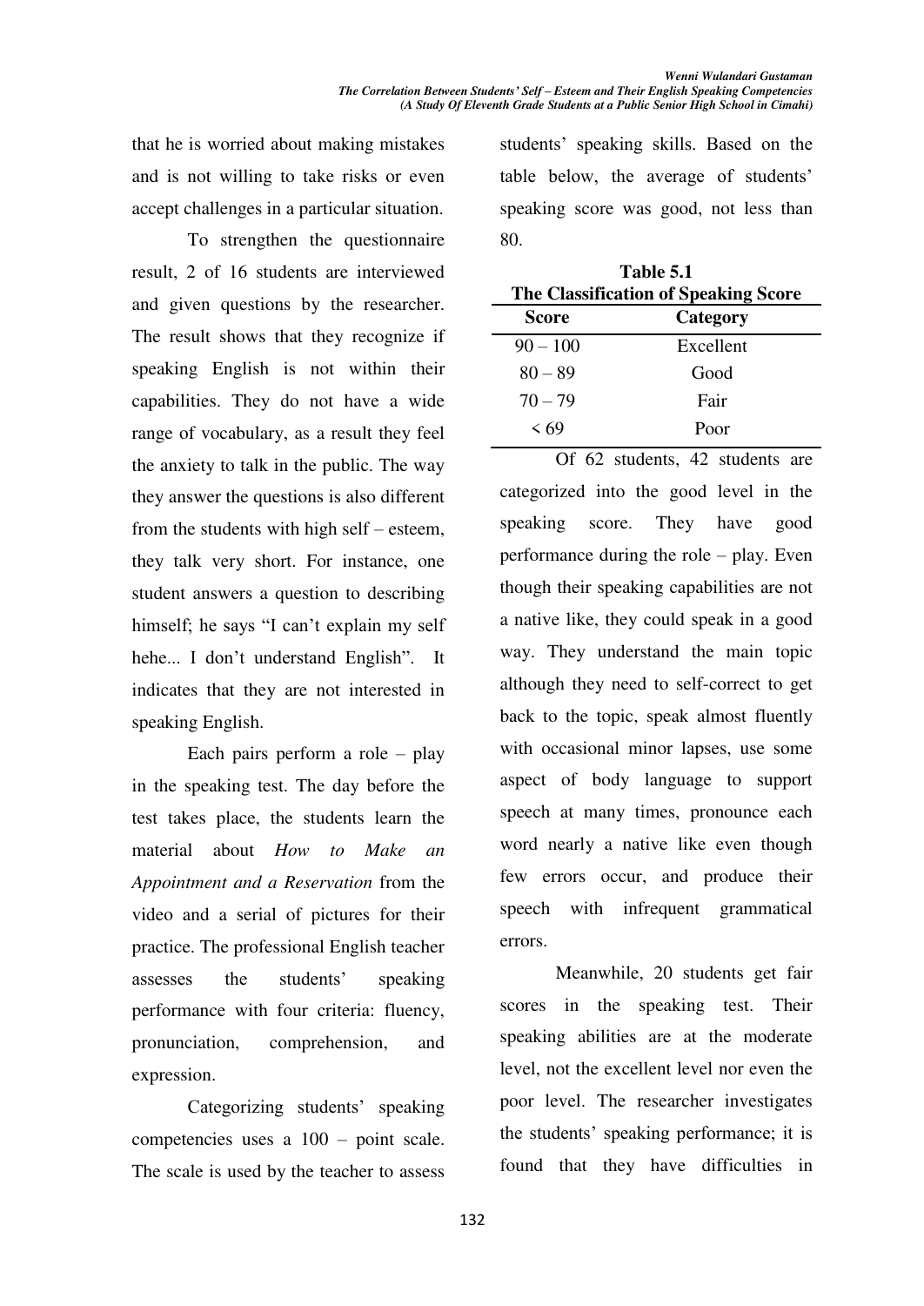that he is worried about making mistakes and is not willing to take risks or even accept challenges in a particular situation.

To strengthen the questionnaire result, 2 of 16 students are interviewed and given questions by the researcher. The result shows that they recognize if speaking English is not within their capabilities. They do not have a wide range of vocabulary, as a result they feel the anxiety to talk in the public. The way they answer the questions is also different from the students with high self – esteem, they talk very short. For instance, one student answers a question to describing himself; he says "I can't explain my self hehe... I don't understand English". It indicates that they are not interested in speaking English.

Each pairs perform a role – play in the speaking test. The day before the test takes place, the students learn the material about *How to Make an Appointment and a Reservation* from the video and a serial of pictures for their practice. The professional English teacher assesses the students' speaking performance with four criteria: fluency, pronunciation, comprehension, and expression.

Categorizing students' speaking competencies uses a 100 – point scale. The scale is used by the teacher to assess students' speaking skills. Based on the table below, the average of students' speaking score was good, not less than 80.

**Table 5.1**
**The Classification of Speaking Score**

| Score | Category |
|---|---|
| 90 – 100 | Excellent |
| 80 – 89 | Good |
| 70 – 79 | Fair |
| < 69 | Poor |

Of 62 students, 42 students are categorized into the good level in the speaking score. They have good performance during the role – play. Even though their speaking capabilities are not a native like, they could speak in a good way. They understand the main topic although they need to self-correct to get back to the topic, speak almost fluently with occasional minor lapses, use some aspect of body language to support speech at many times, pronounce each word nearly a native like even though few errors occur, and produce their speech with infrequent grammatical errors.

Meanwhile, 20 students get fair scores in the speaking test. Their speaking abilities are at the moderate level, not the excellent level nor even the poor level. The researcher investigates the students' speaking performance; it is found that they have difficulties in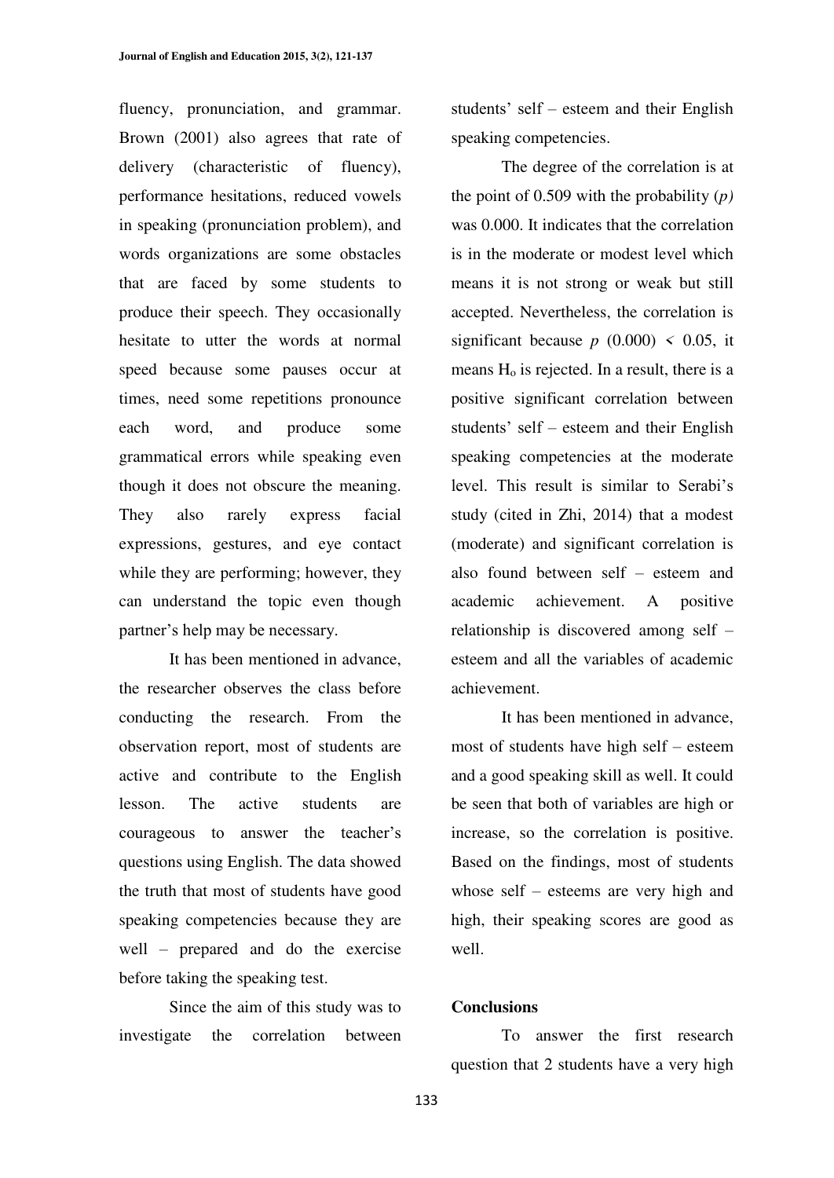fluency, pronunciation, and grammar. Brown (2001) also agrees that rate of delivery (characteristic of fluency), performance hesitations, reduced vowels in speaking (pronunciation problem), and words organizations are some obstacles that are faced by some students to produce their speech. They occasionally hesitate to utter the words at normal speed because some pauses occur at times, need some repetitions pronounce each word, and produce some grammatical errors while speaking even though it does not obscure the meaning. They also rarely express facial expressions, gestures, and eye contact while they are performing; however, they can understand the topic even though partner's help may be necessary.

It has been mentioned in advance, the researcher observes the class before conducting the research. From the observation report, most of students are active and contribute to the English lesson. The active students are courageous to answer the teacher's questions using English. The data showed the truth that most of students have good speaking competencies because they are well – prepared and do the exercise before taking the speaking test.

Since the aim of this study was to investigate the correlation between students' self – esteem and their English speaking competencies.

The degree of the correlation is at the point of 0.509 with the probability (*p)* was 0.000. It indicates that the correlation is in the moderate or modest level which means it is not strong or weak but still accepted. Nevertheless, the correlation is significant because $p$ (0.000) < 0.05, it means $H_o$ is rejected. In a result, there is a positive significant correlation between students' self – esteem and their English speaking competencies at the moderate level. This result is similar to Serabi's study (cited in Zhi, 2014) that a modest (moderate) and significant correlation is also found between self – esteem and academic achievement. A positive relationship is discovered among self – esteem and all the variables of academic achievement.

It has been mentioned in advance, most of students have high self – esteem and a good speaking skill as well. It could be seen that both of variables are high or increase, so the correlation is positive. Based on the findings, most of students whose self – esteems are very high and high, their speaking scores are good as well.

## Conclusions

To answer the first research question that 2 students have a very high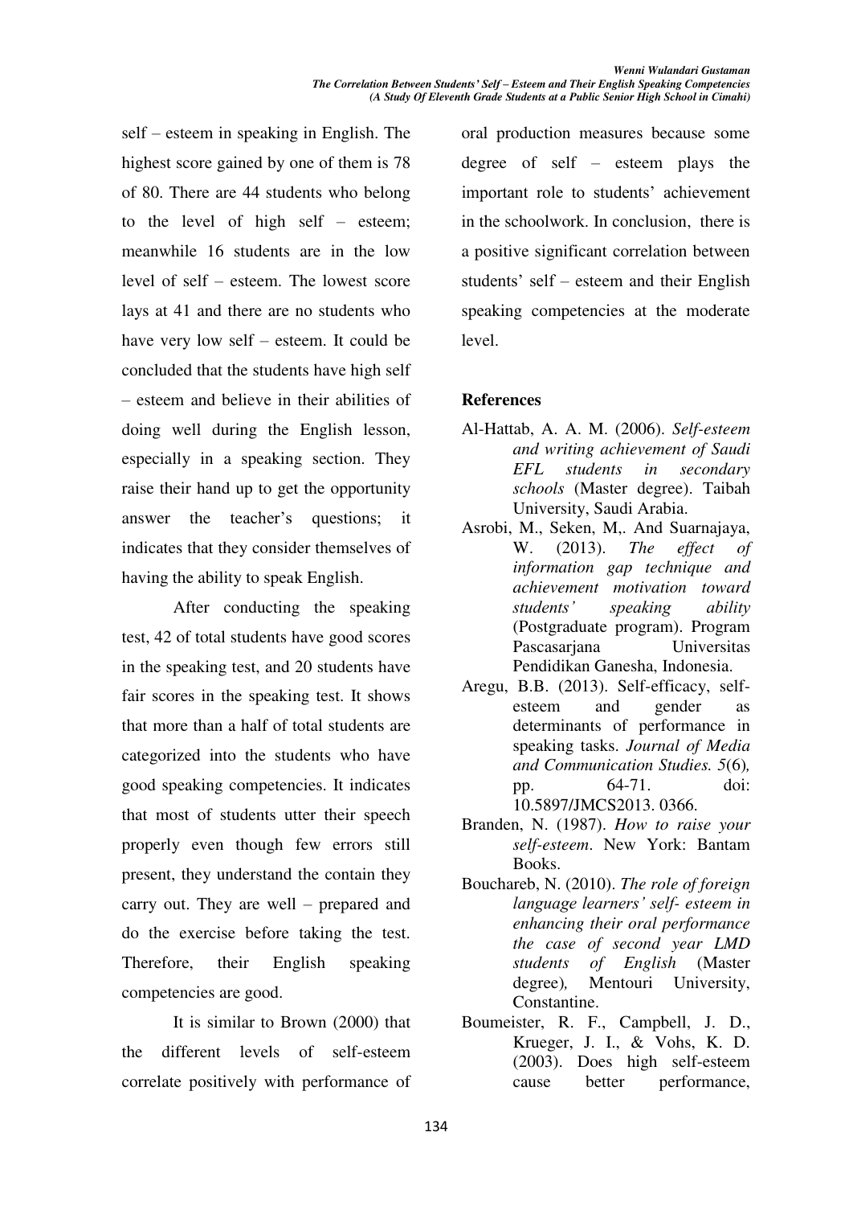self – esteem in speaking in English. The highest score gained by one of them is 78 of 80. There are 44 students who belong to the level of high self – esteem; meanwhile 16 students are in the low level of self – esteem. The lowest score lays at 41 and there are no students who have very low self – esteem. It could be concluded that the students have high self – esteem and believe in their abilities of doing well during the English lesson, especially in a speaking section. They raise their hand up to get the opportunity answer the teacher's questions; it indicates that they consider themselves of having the ability to speak English.

After conducting the speaking test, 42 of total students have good scores in the speaking test, and 20 students have fair scores in the speaking test. It shows that more than a half of total students are categorized into the students who have good speaking competencies. It indicates that most of students utter their speech properly even though few errors still present, they understand the contain they carry out. They are well – prepared and do the exercise before taking the test. Therefore, their English speaking competencies are good.

It is similar to Brown (2000) that the different levels of self-esteem correlate positively with performance of oral production measures because some degree of self – esteem plays the important role to students' achievement in the schoolwork. In conclusion, there is a positive significant correlation between students' self – esteem and their English speaking competencies at the moderate level.

## References

Al-Hattab, A. A. M. (2006). *Self-esteem and writing achievement of Saudi EFL students in secondary schools* (Master degree). Taibah University, Saudi Arabia.

Asrobi, M., Seken, M,. And Suarnajaya, W. (2013). *The effect of information gap technique and achievement motivation toward students' speaking ability* (Postgraduate program). Program Pascasarjana Universitas Pendidikan Ganesha, Indonesia.

Aregu, B.B. (2013). Self-efficacy, self-esteem and gender as determinants of performance in speaking tasks. *Journal of Media and Communication Studies. 5*(6)*,* pp. 64-71. doi: 10.5897/JMCS2013. 0366.

Branden, N. (1987). *How to raise your self-esteem*. New York: Bantam Books.

Bouchareb, N. (2010). *The role of foreign language learners' self- esteem in enhancing their oral performance the case of second year LMD students of English* (Master degree)*,* Mentouri University, Constantine.

Boumeister, R. F., Campbell, J. D., Krueger, J. I., & Vohs, K. D. (2003). Does high self-esteem cause better performance,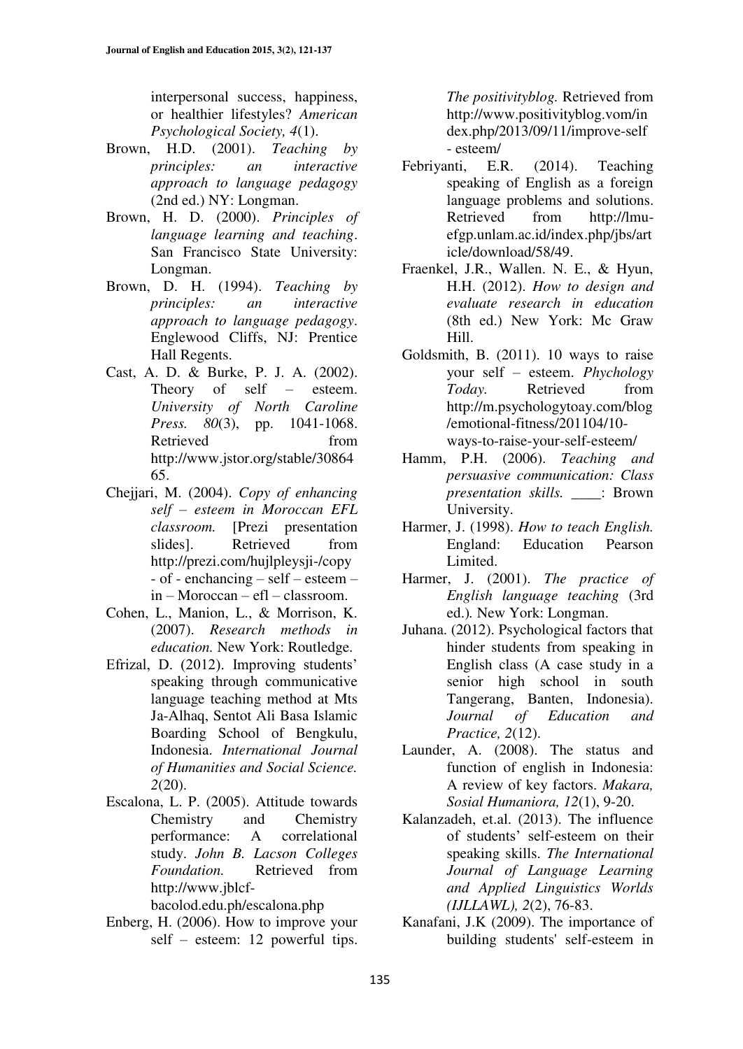interpersonal success, happiness, or healthier lifestyles? *American Psychological Society, 4*(1).

Brown, H.D. (2001). *Teaching by principles: an interactive approach to language pedagogy* (2nd ed.) NY: Longman.

Brown, H. D. (2000). *Principles of language learning and teaching*. San Francisco State University: Longman.

Brown, D. H. (1994). *Teaching by principles: an interactive approach to language pedagogy*. Englewood Cliffs, NJ: Prentice Hall Regents.

Cast, A. D. & Burke, P. J. A. (2002). Theory of self – esteem. *University of North Caroline Press. 80*(3), pp. 1041-1068. Retrieved from http://www.jstor.org/stable/3086465.

Chejjari, M. (2004). *Copy of enhancing self – esteem in Moroccan EFL classroom.* [Prezi presentation slides]. Retrieved from http://prezi.com/hujlpleysji-/copy - of - enchancing – self – esteem – in – Moroccan – efl – classroom.

Cohen, L., Manion, L., & Morrison, K. (2007). *Research methods in education.* New York: Routledge.

Efrizal, D. (2012). Improving students' speaking through communicative language teaching method at Mts Ja-Alhaq, Sentot Ali Basa Islamic Boarding School of Bengkulu, Indonesia. *International Journal of Humanities and Social Science. 2*(20).

Escalona, L. P. (2005). Attitude towards Chemistry and Chemistry performance: A correlational study. *John B. Lacson Colleges Foundation.* Retrieved from http://www.jblcf-bacolod.edu.ph/escalona.php

Enberg, H. (2006). How to improve your self – esteem: 12 powerful tips. *The positivityblog.* Retrieved from http://www.positivityblog.vom/index.php/2013/09/11/improve-self - esteem/

Febriyanti, E.R. (2014). Teaching speaking of English as a foreign language problems and solutions. Retrieved from http://lmu-efgp.unlam.ac.id/index.php/jbs/article/download/58/49.

Fraenkel, J.R., Wallen. N. E., & Hyun, H.H. (2012). *How to design and evaluate research in education* (8th ed.) New York: Mc Graw Hill.

Goldsmith, B. (2011). 10 ways to raise your self – esteem. *Phychology Today.* Retrieved from http://m.psychologytoay.com/blog/emotional-fitness/201104/10-ways-to-raise-your-self-esteem/

Hamm, P.H. (2006). *Teaching and persuasive communication: Class presentation skills.* ____: Brown University.

Harmer, J. (1998). *How to teach English.* England: Education Pearson Limited.

Harmer, J. (2001). *The practice of English language teaching* (3rd ed.). New York: Longman.

Juhana. (2012). Psychological factors that hinder students from speaking in English class (A case study in a senior high school in south Tangerang, Banten, Indonesia). *Journal of Education and Practice, 2*(12).

Launder, A. (2008). The status and function of english in Indonesia: A review of key factors. *Makara, Sosial Humaniora, 12*(1), 9-20.

Kalanzadeh, et.al. (2013). The influence of students' self-esteem on their speaking skills. *The International Journal of Language Learning and Applied Linguistics Worlds (IJLLAWL), 2*(2), 76-83.

Kanafani, J.K (2009). The importance of building students' self-esteem in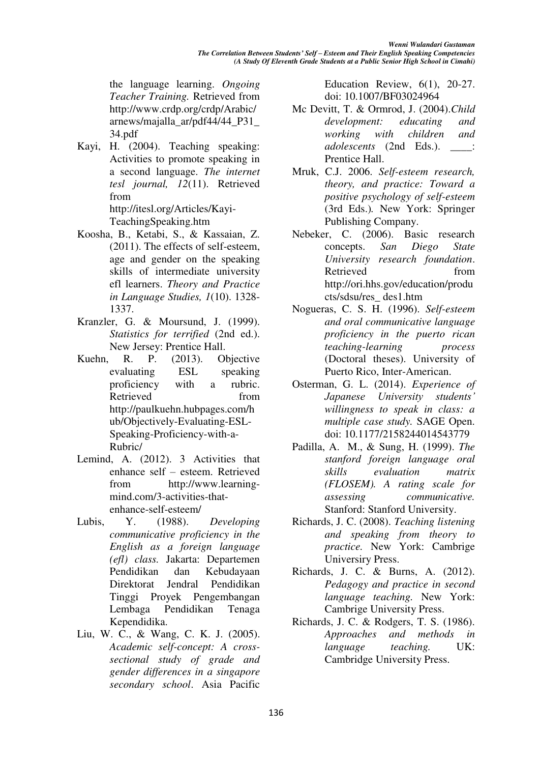the language learning. *Ongoing Teacher Training.* Retrieved from http://www.crdp.org/crdp/Arabic/arnews/majalla_ar/pdf44/44_P31_34.pdf

Kayi, H. (2004). Teaching speaking: Activities to promote speaking in a second language. *The internet tesl journal, 12*(11). Retrieved from http://itesl.org/Articles/Kayi-TeachingSpeaking.htm

Koosha, B., Ketabi, S., & Kassaian, Z. (2011). The effects of self-esteem, age and gender on the speaking skills of intermediate university efl learners. *Theory and Practice in Language Studies, 1*(10). 1328-1337.

Kranzler, G. & Moursund, J. (1999). *Statistics for terrified* (2nd ed.). New Jersey: Prentice Hall.

Kuehn, R. P. (2013). Objective evaluating ESL speaking proficiency with a rubric. Retrieved from http://paulkuehn.hubpages.com/hub/Objectively-Evaluating-ESL-Speaking-Proficiency-with-a-Rubric/

Lemind, A. (2012). 3 Activities that enhance self – esteem. Retrieved from http://www.learning-mind.com/3-activities-that-enhance-self-esteem/

Lubis, Y. (1988). *Developing communicative proficiency in the English as a foreign language (efl) class.* Jakarta: Departemen Pendidikan dan Kebudayaan Direktorat Jendral Pendidikan Tinggi Proyek Pengembangan Lembaga Pendidikan Tenaga Kependidika.

Liu, W. C., & Wang, C. K. J. (2005). *Academic self-concept: A cross-sectional study of grade and gender differences in a singapore secondary school*. Asia Pacific Education Review, 6(1), 20-27. doi: 10.1007/BF03024964

Mc Devitt, T. & Ormrod, J. (2004).*Child development: educating and working with children and adolescents* (2nd Eds.). ____: Prentice Hall.

Mruk, C.J. 2006. *Self-esteem research, theory, and practice: Toward a positive psychology of self-esteem* (3rd Eds.)*.* New York: Springer Publishing Company.

Nebeker, C. (2006). Basic research concepts. *San Diego State University research foundation*. Retrieved from http://ori.hhs.gov/education/products/sdsu/res_ des1.htm

Nogueras, C. S. H. (1996). *Self-esteem and oral communicative language proficiency in the puerto rican teaching-learning process* (Doctoral theses). University of Puerto Rico, Inter-American.

Osterman, G. L. (2014). *Experience of Japanese University students' willingness to speak in class: a multiple case study.* SAGE Open. doi: 10.1177/2158244014543779

Padilla, A. M., & Sung, H. (1999). *The stanford foreign language oral skills evaluation matrix (FLOSEM). A rating scale for assessing communicative.* Stanford: Stanford University.

Richards, J. C. (2008). *Teaching listening and speaking from theory to practice.* New York: Cambrige Universiry Press.

Richards, J. C. & Burns, A. (2012). *Pedagogy and practice in second language teaching.* New York: Cambrige University Press.

Richards, J. C. & Rodgers, T. S. (1986). *Approaches and methods in language teaching.* UK: Cambridge University Press.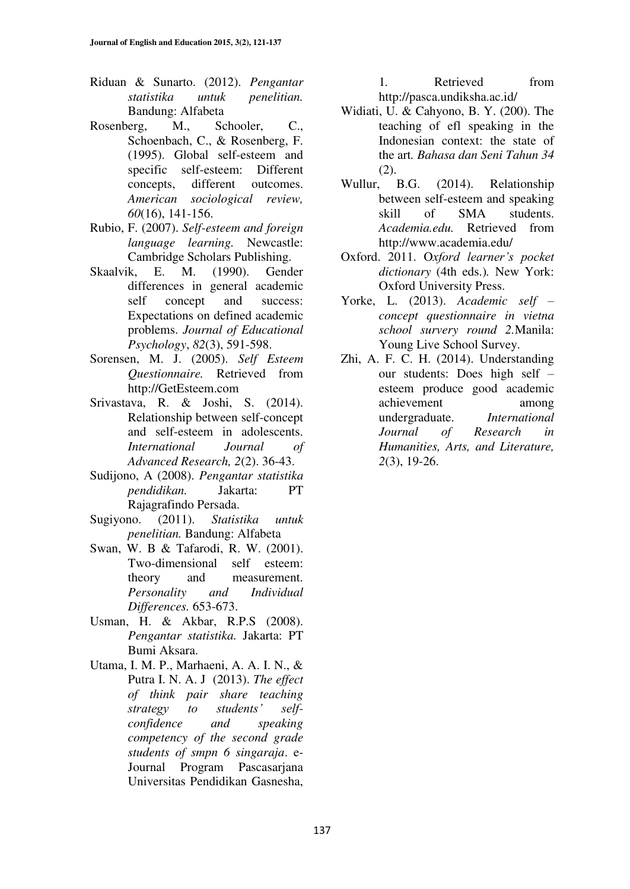Riduan & Sunarto. (2012). *Pengantar statistika untuk penelitian.* Bandung: Alfabeta

Rosenberg, M., Schooler, C., Schoenbach, C., & Rosenberg, F. (1995). Global self-esteem and specific self-esteem: Different concepts, different outcomes. *American sociological review, 60*(16), 141-156.

Rubio, F. (2007). *Self-esteem and foreign language learning.* Newcastle: Cambridge Scholars Publishing.

Skaalvik, E. M. (1990). Gender differences in general academic self concept and success: Expectations on defined academic problems. *Journal of Educational Psychology*, *82*(3), 591-598.

Sorensen, M. J. (2005). *Self Esteem Questionnaire.* Retrieved from http://GetEsteem.com

Srivastava, R. & Joshi, S. (2014). Relationship between self-concept and self-esteem in adolescents. *International Journal of Advanced Research, 2*(2). 36-43.

Sudijono, A (2008). *Pengantar statistika pendidikan.* Jakarta: PT Rajagrafindo Persada.

Sugiyono. (2011). *Statistika untuk penelitian.* Bandung: Alfabeta

Swan, W. B & Tafarodi, R. W. (2001). Two-dimensional self esteem: theory and measurement. *Personality and Individual Differences.* 653-673.

Usman, H. & Akbar, R.P.S (2008). *Pengantar statistika.* Jakarta: PT Bumi Aksara.

Utama, I. M. P., Marhaeni, A. A. I. N., & Putra I. N. A. J (2013). *The effect of think pair share teaching strategy to students' self-confidence and speaking competency of the second grade students of smpn 6 singaraja*. e-Journal Program Pascasarjana Universitas Pendidikan Gasnesha, 1. Retrieved from http://pasca.undiksha.ac.id/

Widiati, U. & Cahyono, B. Y. (200). The teaching of efl speaking in the Indonesian context: the state of the art. *Bahasa dan Seni Tahun 34* (2).

Wullur, B.G. (2014). Relationship between self-esteem and speaking skill of SMA students. *Academia.edu.* Retrieved from http://www.academia.edu/

Oxford. 2011. O*xford learner's pocket dictionary* (4th eds.)*.* New York: Oxford University Press.

Yorke, L. (2013). *Academic self – concept questionnaire in vietna school survery round 2.*Manila: Young Live School Survey.

Zhi, A. F. C. H. (2014). Understanding our students: Does high self – esteem produce good academic achievement among undergraduate. *International Journal of Research in Humanities, Arts, and Literature, 2*(3), 19-26.